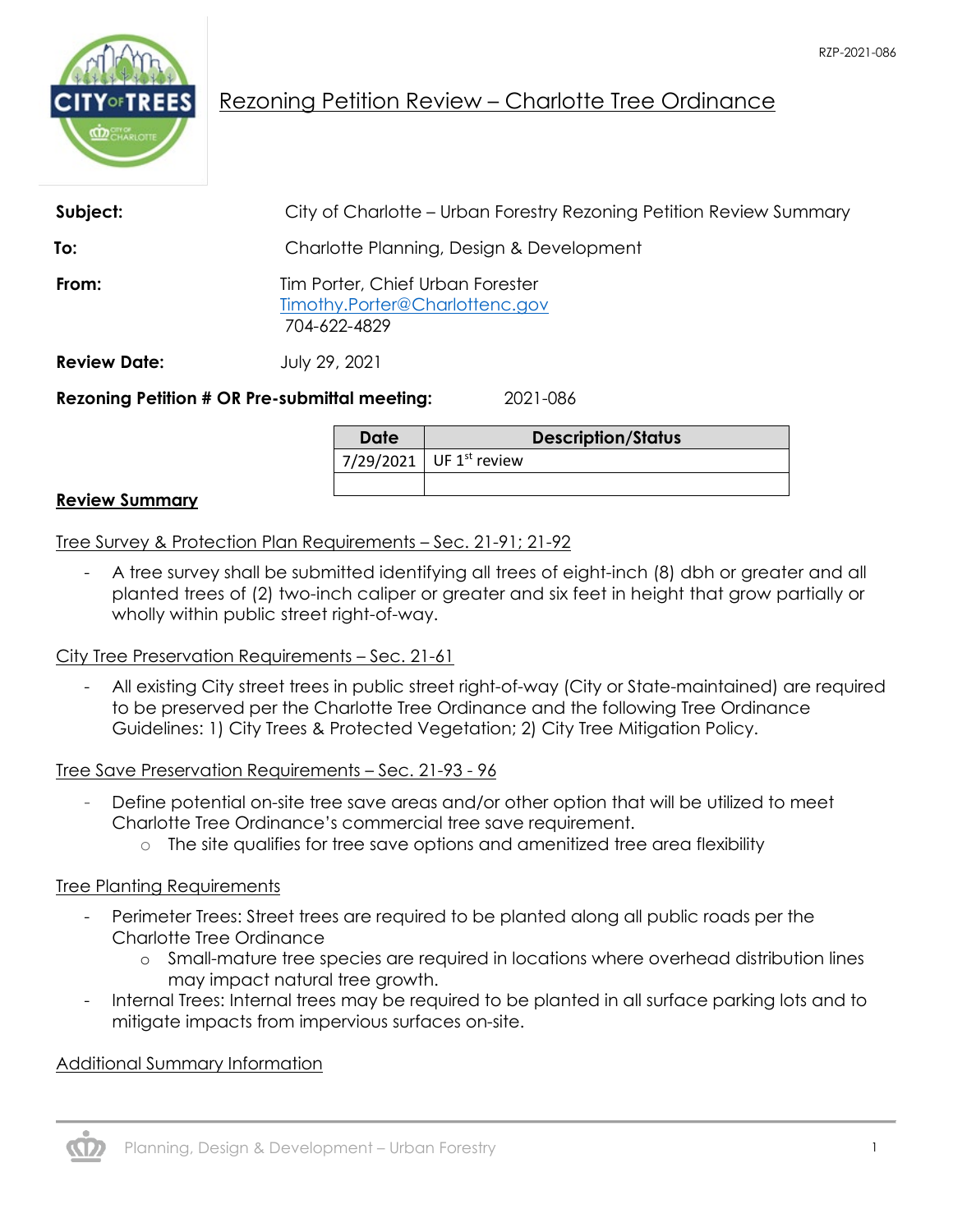RZP-2021-086

# Rezoning Petition Review – Charlotte Tree Ordinance

**Subject:** City of Charlotte – Urban Forestry Rezoning Petition Review Summary

**To:** Charlotte Planning, Design & Development

**From:** Tim Porter, Chief Urban Forester
Timothy.Porter@Charlottenc.gov
704-622-4829

**Review Date:** July 29, 2021

**Rezoning Petition # OR Pre-submittal meeting:** 2021-086

| Date | Description/Status |
|---|---|
| 7/29/2021 | UF 1st review |
| | |

## Review Summary

Tree Survey & Protection Plan Requirements – Sec. 21-91; 21-92

- A tree survey shall be submitted identifying all trees of eight-inch (8) dbh or greater and all planted trees of (2) two-inch caliper or greater and six feet in height that grow partially or wholly within public street right-of-way.

City Tree Preservation Requirements – Sec. 21-61

- All existing City street trees in public street right-of-way (City or State-maintained) are required to be preserved per the Charlotte Tree Ordinance and the following Tree Ordinance Guidelines: 1) City Trees & Protected Vegetation; 2) City Tree Mitigation Policy.

Tree Save Preservation Requirements – Sec. 21-93 - 96

- Define potential on-site tree save areas and/or other option that will be utilized to meet Charlotte Tree Ordinance's commercial tree save requirement.
  - The site qualifies for tree save options and amenitized tree area flexibility

Tree Planting Requirements

- Perimeter Trees: Street trees are required to be planted along all public roads per the Charlotte Tree Ordinance
  - Small-mature tree species are required in locations where overhead distribution lines may impact natural tree growth.
- Internal Trees: Internal trees may be required to be planted in all surface parking lots and to mitigate impacts from impervious surfaces on-site.

Additional Summary Information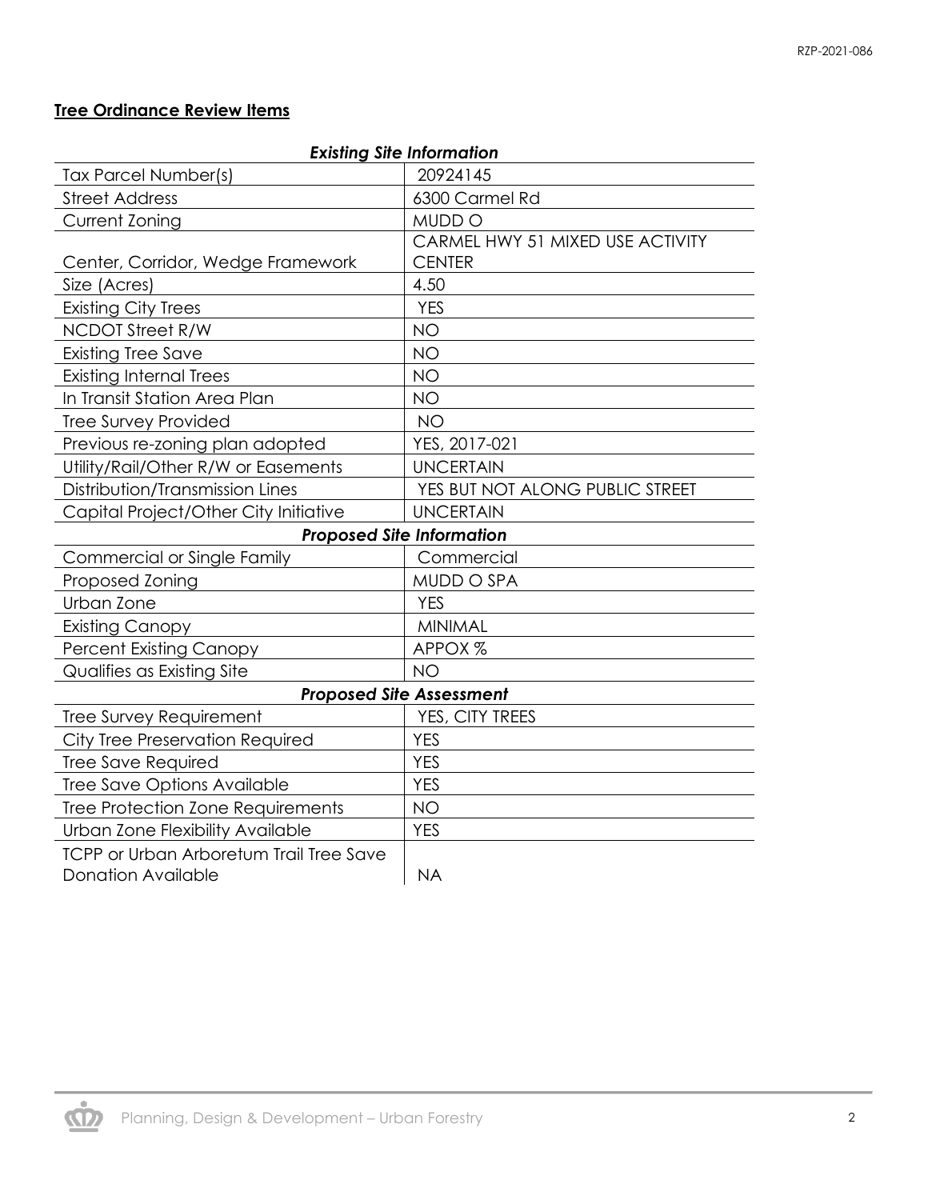**Tree Ordinance Review Items**

| | |
|---|---|
| ***Existing Site Information*** | |
| Tax Parcel Number(s) | 20924145 |
| Street Address | 6300 Carmel Rd |
| Current Zoning | MUDD O |
| Center, Corridor, Wedge Framework | CARMEL HWY 51 MIXED USE ACTIVITY CENTER |
| Size (Acres) | 4.50 |
| Existing City Trees | YES |
| NCDOT Street R/W | NO |
| Existing Tree Save | NO |
| Existing Internal Trees | NO |
| In Transit Station Area Plan | NO |
| Tree Survey Provided | NO |
| Previous re-zoning plan adopted | YES, 2017-021 |
| Utility/Rail/Other R/W or Easements | UNCERTAIN |
| Distribution/Transmission Lines | YES BUT NOT ALONG PUBLIC STREET |
| Capital Project/Other City Initiative | UNCERTAIN |
| ***Proposed Site Information*** | |
| Commercial or Single Family | Commercial |
| Proposed Zoning | MUDD O SPA |
| Urban Zone | YES |
| Existing Canopy | MINIMAL |
| Percent Existing Canopy | APPOX % |
| Qualifies as Existing Site | NO |
| ***Proposed Site Assessment*** | |
| Tree Survey Requirement | YES, CITY TREES |
| City Tree Preservation Required | YES |
| Tree Save Required | YES |
| Tree Save Options Available | YES |
| Tree Protection Zone Requirements | NO |
| Urban Zone Flexibility Available | YES |
| TCPP or Urban Arboretum Trail Tree Save Donation Available | NA |